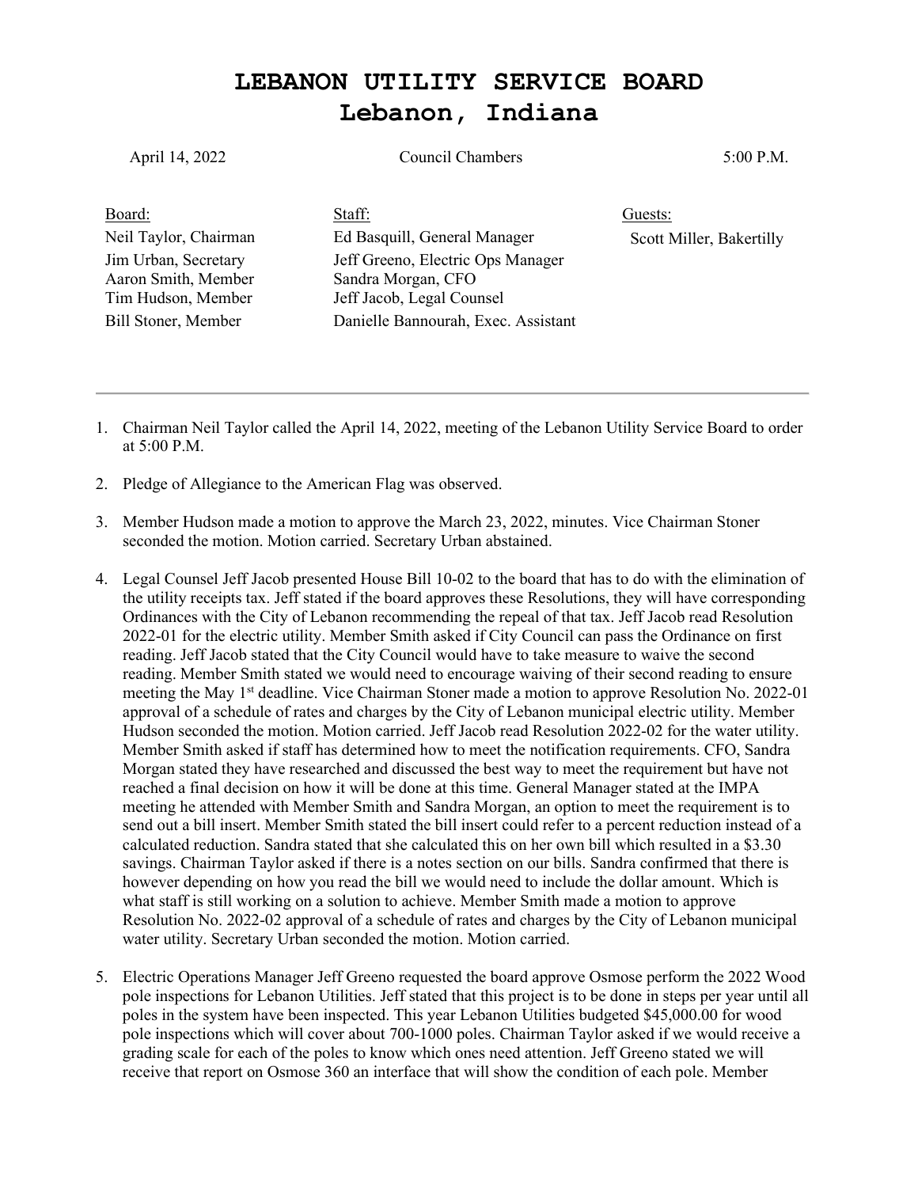# LEBANON UTILITY SERVICE BOARD
# Lebanon, Indiana

April 14, 2022 | Council Chambers | 5:00 P.M.

| Board: | Staff: | Guests: |
|---|---|---|
| Neil Taylor, Chairman | Ed Basquill, General Manager | Scott Miller, Bakertilly |
| Jim Urban, Secretary | Jeff Greeno, Electric Ops Manager | |
| Aaron Smith, Member | Sandra Morgan, CFO | |
| Tim Hudson, Member | Jeff Jacob, Legal Counsel | |
| Bill Stoner, Member | Danielle Bannourah, Exec. Assistant | |

---

1. Chairman Neil Taylor called the April 14, 2022, meeting of the Lebanon Utility Service Board to order at 5:00 P.M.

2. Pledge of Allegiance to the American Flag was observed.

3. Member Hudson made a motion to approve the March 23, 2022, minutes. Vice Chairman Stoner seconded the motion. Motion carried. Secretary Urban abstained.

4. Legal Counsel Jeff Jacob presented House Bill 10-02 to the board that has to do with the elimination of the utility receipts tax. Jeff stated if the board approves these Resolutions, they will have corresponding Ordinances with the City of Lebanon recommending the repeal of that tax. Jeff Jacob read Resolution 2022-01 for the electric utility. Member Smith asked if City Council can pass the Ordinance on first reading. Jeff Jacob stated that the City Council would have to take measure to waive the second reading. Member Smith stated we would need to encourage waiving of their second reading to ensure meeting the May 1st deadline. Vice Chairman Stoner made a motion to approve Resolution No. 2022-01 approval of a schedule of rates and charges by the City of Lebanon municipal electric utility. Member Hudson seconded the motion. Motion carried. Jeff Jacob read Resolution 2022-02 for the water utility. Member Smith asked if staff has determined how to meet the notification requirements. CFO, Sandra Morgan stated they have researched and discussed the best way to meet the requirement but have not reached a final decision on how it will be done at this time. General Manager stated at the IMPA meeting he attended with Member Smith and Sandra Morgan, an option to meet the requirement is to send out a bill insert. Member Smith stated the bill insert could refer to a percent reduction instead of a calculated reduction. Sandra stated that she calculated this on her own bill which resulted in a $3.30 savings. Chairman Taylor asked if there is a notes section on our bills. Sandra confirmed that there is however depending on how you read the bill we would need to include the dollar amount. Which is what staff is still working on a solution to achieve. Member Smith made a motion to approve Resolution No. 2022-02 approval of a schedule of rates and charges by the City of Lebanon municipal water utility. Secretary Urban seconded the motion. Motion carried.

5. Electric Operations Manager Jeff Greeno requested the board approve Osmose perform the 2022 Wood pole inspections for Lebanon Utilities. Jeff stated that this project is to be done in steps per year until all poles in the system have been inspected. This year Lebanon Utilities budgeted $45,000.00 for wood pole inspections which will cover about 700-1000 poles. Chairman Taylor asked if we would receive a grading scale for each of the poles to know which ones need attention. Jeff Greeno stated we will receive that report on Osmose 360 an interface that will show the condition of each pole. Member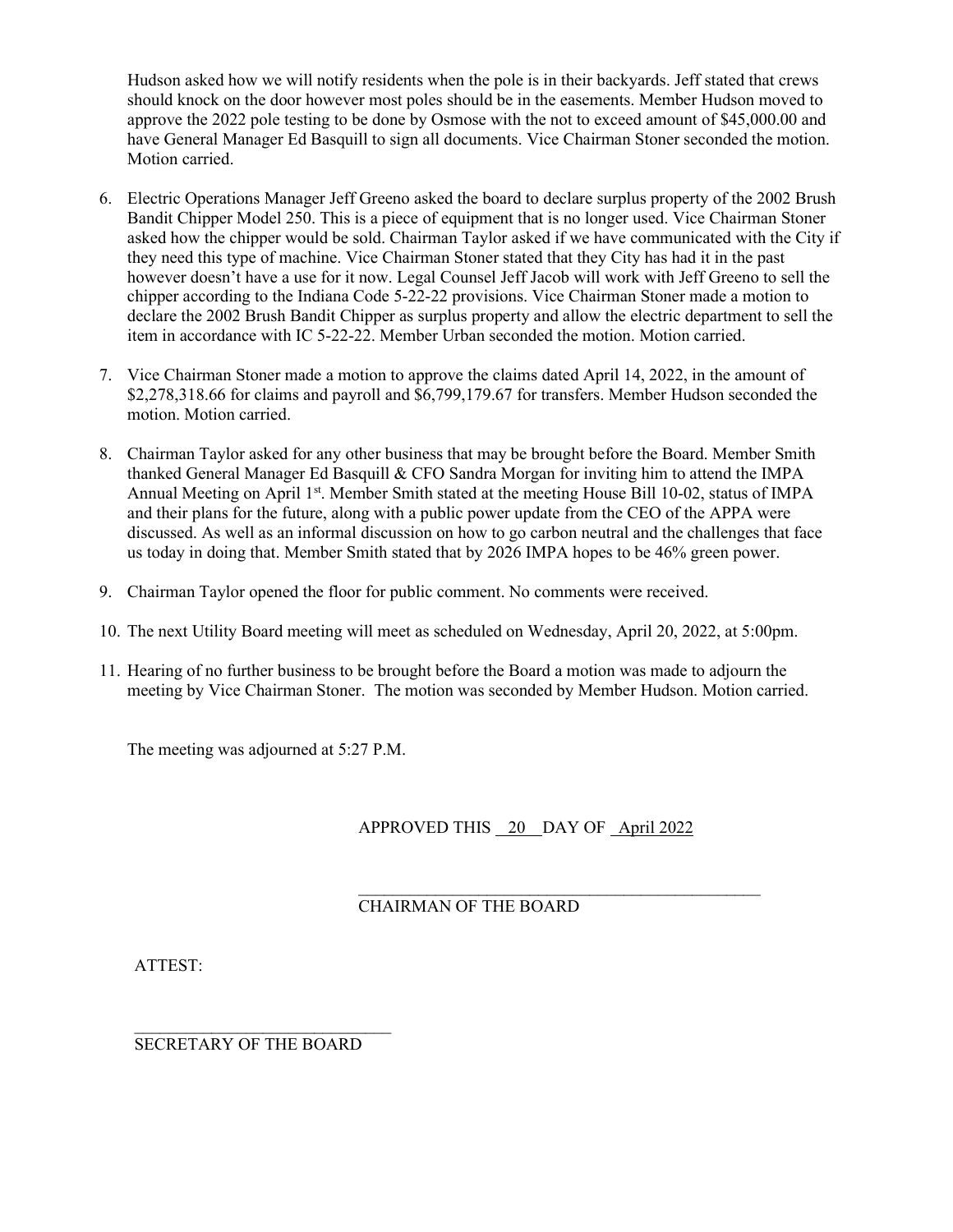Hudson asked how we will notify residents when the pole is in their backyards. Jeff stated that crews should knock on the door however most poles should be in the easements. Member Hudson moved to approve the 2022 pole testing to be done by Osmose with the not to exceed amount of $45,000.00 and have General Manager Ed Basquill to sign all documents. Vice Chairman Stoner seconded the motion. Motion carried.

6. Electric Operations Manager Jeff Greeno asked the board to declare surplus property of the 2002 Brush Bandit Chipper Model 250. This is a piece of equipment that is no longer used. Vice Chairman Stoner asked how the chipper would be sold. Chairman Taylor asked if we have communicated with the City if they need this type of machine. Vice Chairman Stoner stated that they City has had it in the past however doesn't have a use for it now. Legal Counsel Jeff Jacob will work with Jeff Greeno to sell the chipper according to the Indiana Code 5-22-22 provisions. Vice Chairman Stoner made a motion to declare the 2002 Brush Bandit Chipper as surplus property and allow the electric department to sell the item in accordance with IC 5-22-22. Member Urban seconded the motion. Motion carried.

7. Vice Chairman Stoner made a motion to approve the claims dated April 14, 2022, in the amount of $2,278,318.66 for claims and payroll and $6,799,179.67 for transfers. Member Hudson seconded the motion. Motion carried.

8. Chairman Taylor asked for any other business that may be brought before the Board. Member Smith thanked General Manager Ed Basquill & CFO Sandra Morgan for inviting him to attend the IMPA Annual Meeting on April 1st. Member Smith stated at the meeting House Bill 10-02, status of IMPA and their plans for the future, along with a public power update from the CEO of the APPA were discussed. As well as an informal discussion on how to go carbon neutral and the challenges that face us today in doing that. Member Smith stated that by 2026 IMPA hopes to be 46% green power.

9. Chairman Taylor opened the floor for public comment. No comments were received.

10. The next Utility Board meeting will meet as scheduled on Wednesday, April 20, 2022, at 5:00pm.

11. Hearing of no further business to be brought before the Board a motion was made to adjourn the meeting by Vice Chairman Stoner. The motion was seconded by Member Hudson. Motion carried.

The meeting was adjourned at 5:27 P.M.

APPROVED THIS 20 DAY OF April 2022

\_\_\_\_\_\_\_\_\_\_\_\_\_\_\_\_\_\_\_\_\_\_\_\_\_\_\_\_\_\_\_\_\_\_\_\_\_\_\_\_\_\_\_\_\_\_\_\_
CHAIRMAN OF THE BOARD

ATTEST:

\_\_\_\_\_\_\_\_\_\_\_\_\_\_\_\_\_\_\_\_\_\_\_\_\_\_\_\_\_\_\_
SECRETARY OF THE BOARD